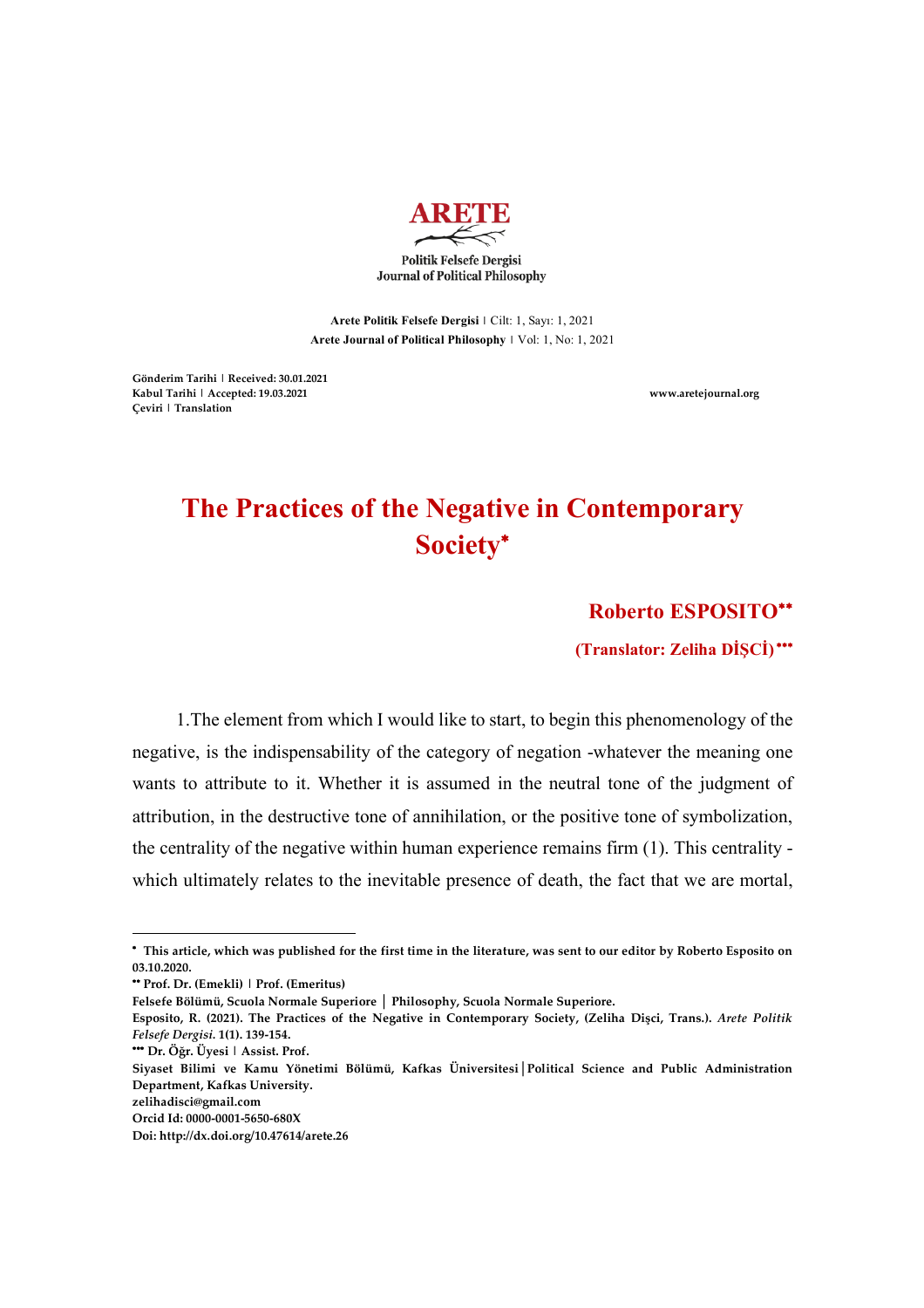**ARETE**

Politik Felsefe Dergisi
Journal of Political Philosophy

**Arete Politik Felsefe Dergisi** | Cilt: 1, Sayı: 1, 2021
**Arete Journal of Political Philosophy** | Vol: 1, No: 1, 2021

**Gönderim Tarihi | Received: 30.01.2021**
**Kabul Tarihi | Accepted: 19.03.2021**
**Çeviri | Translation**

**www.aretejournal.org**

# The Practices of the Negative in Contemporary Society[*]

## Roberto ESPOSITO[**]

**(Translator: Zeliha DİŞÇİ)[***]**

1.The element from which I would like to start, to begin this phenomenology of the negative, is the indispensability of the category of negation -whatever the meaning one wants to attribute to it. Whether it is assumed in the neutral tone of the judgment of attribution, in the destructive tone of annihilation, or the positive tone of symbolization, the centrality of the negative within human experience remains firm (1). This centrality - which ultimately relates to the inevitable presence of death, the fact that we are mortal,

---

[*] **This article, which was published for the first time in the literature, was sent to our editor by Roberto Esposito on 03.10.2020.**

[**] **Prof. Dr. (Emekli) | Prof. (Emeritus)**
**Felsefe Bölümü, Scuola Normale Superiore | Philosophy, Scuola Normale Superiore.**
**Esposito, R. (2021). The Practices of the Negative in Contemporary Society, (Zeliha Dişçi, Trans.).** ***Arete Politik Felsefe Dergisi.*** **1(1). 139-154.**

[***] **Dr. Öğr. Üyesi | Assist. Prof.**
**Siyaset Bilimi ve Kamu Yönetimi Bölümü, Kafkas Üniversitesi | Political Science and Public Administration Department, Kafkas University.**
**zelihadisci@gmail.com**
**Orcid Id: 0000-0001-5650-680X**
**Doi: http://dx.doi.org/10.47614/arete.26**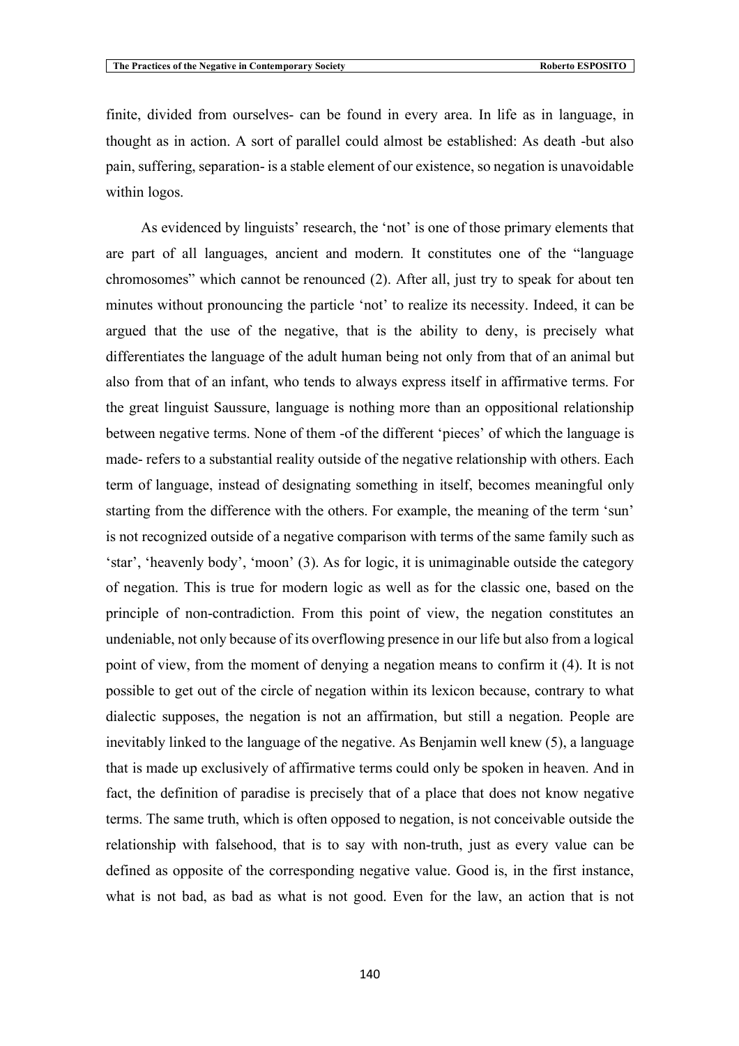finite, divided from ourselves- can be found in every area. In life as in language, in thought as in action. A sort of parallel could almost be established: As death -but also pain, suffering, separation- is a stable element of our existence, so negation is unavoidable within logos.

As evidenced by linguists' research, the 'not' is one of those primary elements that are part of all languages, ancient and modern. It constitutes one of the "language chromosomes" which cannot be renounced (2). After all, just try to speak for about ten minutes without pronouncing the particle 'not' to realize its necessity. Indeed, it can be argued that the use of the negative, that is the ability to deny, is precisely what differentiates the language of the adult human being not only from that of an animal but also from that of an infant, who tends to always express itself in affirmative terms. For the great linguist Saussure, language is nothing more than an oppositional relationship between negative terms. None of them -of the different 'pieces' of which the language is made- refers to a substantial reality outside of the negative relationship with others. Each term of language, instead of designating something in itself, becomes meaningful only starting from the difference with the others. For example, the meaning of the term 'sun' is not recognized outside of a negative comparison with terms of the same family such as 'star', 'heavenly body', 'moon' (3). As for logic, it is unimaginable outside the category of negation. This is true for modern logic as well as for the classic one, based on the principle of non-contradiction. From this point of view, the negation constitutes an undeniable, not only because of its overflowing presence in our life but also from a logical point of view, from the moment of denying a negation means to confirm it (4). It is not possible to get out of the circle of negation within its lexicon because, contrary to what dialectic supposes, the negation is not an affirmation, but still a negation. People are inevitably linked to the language of the negative. As Benjamin well knew (5), a language that is made up exclusively of affirmative terms could only be spoken in heaven. And in fact, the definition of paradise is precisely that of a place that does not know negative terms. The same truth, which is often opposed to negation, is not conceivable outside the relationship with falsehood, that is to say with non-truth, just as every value can be defined as opposite of the corresponding negative value. Good is, in the first instance, what is not bad, as bad as what is not good. Even for the law, an action that is not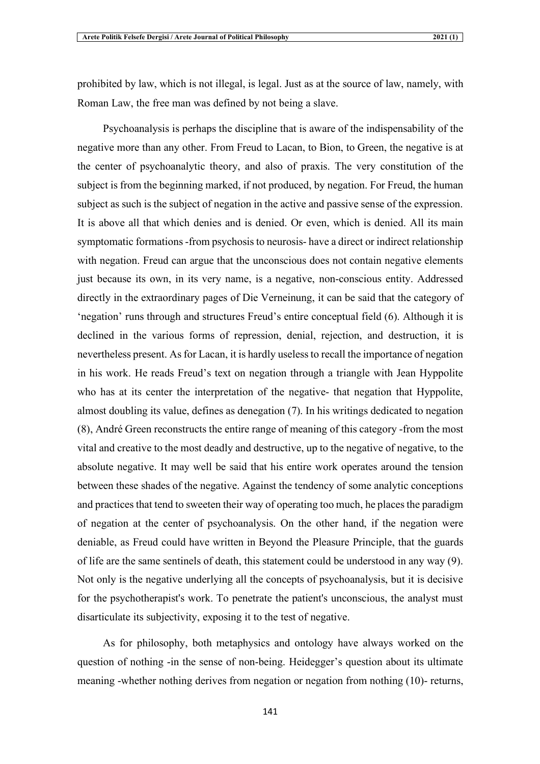prohibited by law, which is not illegal, is legal. Just as at the source of law, namely, with Roman Law, the free man was defined by not being a slave.

Psychoanalysis is perhaps the discipline that is aware of the indispensability of the negative more than any other. From Freud to Lacan, to Bion, to Green, the negative is at the center of psychoanalytic theory, and also of praxis. The very constitution of the subject is from the beginning marked, if not produced, by negation. For Freud, the human subject as such is the subject of negation in the active and passive sense of the expression. It is above all that which denies and is denied. Or even, which is denied. All its main symptomatic formations -from psychosis to neurosis- have a direct or indirect relationship with negation. Freud can argue that the unconscious does not contain negative elements just because its own, in its very name, is a negative, non-conscious entity. Addressed directly in the extraordinary pages of Die Verneinung, it can be said that the category of 'negation' runs through and structures Freud's entire conceptual field (6). Although it is declined in the various forms of repression, denial, rejection, and destruction, it is nevertheless present. As for Lacan, it is hardly useless to recall the importance of negation in his work. He reads Freud's text on negation through a triangle with Jean Hyppolite who has at its center the interpretation of the negative- that negation that Hyppolite, almost doubling its value, defines as denegation (7). In his writings dedicated to negation (8), André Green reconstructs the entire range of meaning of this category -from the most vital and creative to the most deadly and destructive, up to the negative of negative, to the absolute negative. It may well be said that his entire work operates around the tension between these shades of the negative. Against the tendency of some analytic conceptions and practices that tend to sweeten their way of operating too much, he places the paradigm of negation at the center of psychoanalysis. On the other hand, if the negation were deniable, as Freud could have written in Beyond the Pleasure Principle, that the guards of life are the same sentinels of death, this statement could be understood in any way (9). Not only is the negative underlying all the concepts of psychoanalysis, but it is decisive for the psychotherapist's work. To penetrate the patient's unconscious, the analyst must disarticulate its subjectivity, exposing it to the test of negative.

As for philosophy, both metaphysics and ontology have always worked on the question of nothing -in the sense of non-being. Heidegger's question about its ultimate meaning -whether nothing derives from negation or negation from nothing (10)- returns,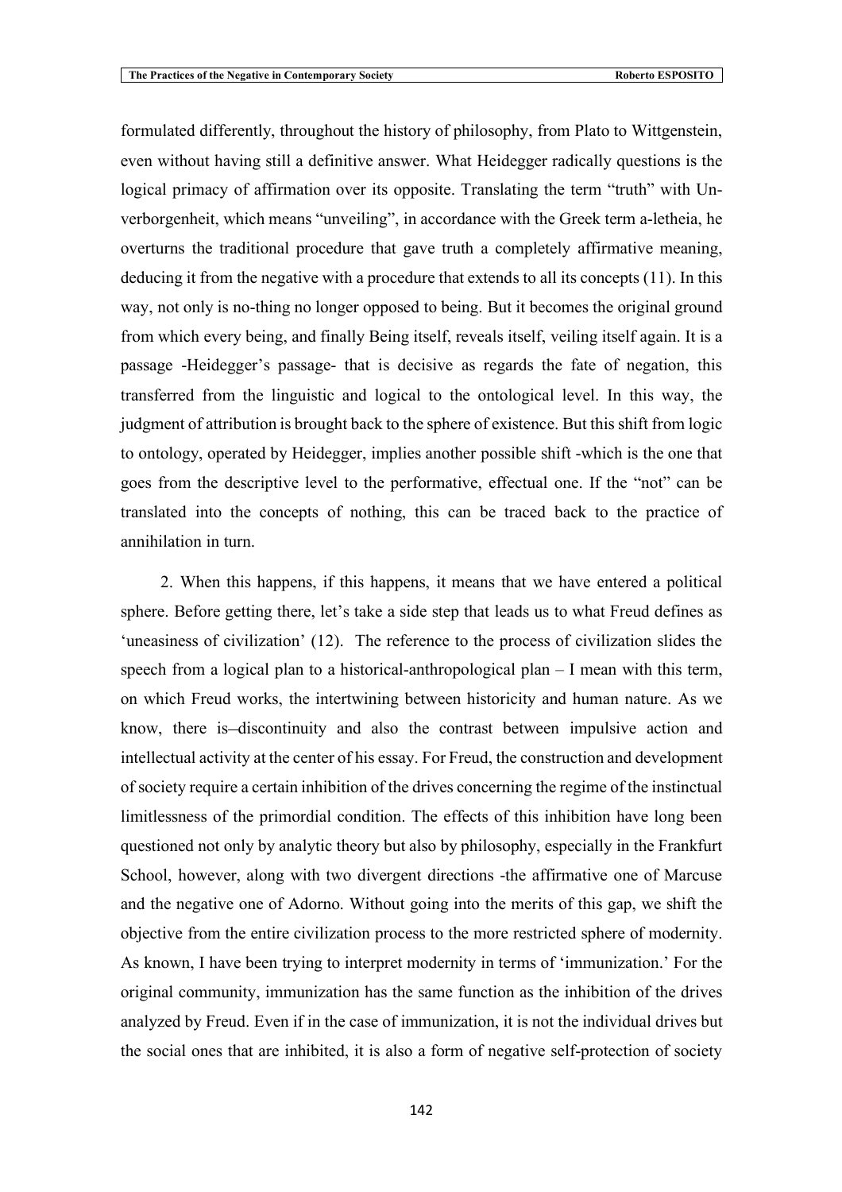formulated differently, throughout the history of philosophy, from Plato to Wittgenstein, even without having still a definitive answer. What Heidegger radically questions is the logical primacy of affirmation over its opposite. Translating the term "truth" with Un-verborgenheit, which means "unveiling", in accordance with the Greek term a-letheia, he overturns the traditional procedure that gave truth a completely affirmative meaning, deducing it from the negative with a procedure that extends to all its concepts (11). In this way, not only is no-thing no longer opposed to being. But it becomes the original ground from which every being, and finally Being itself, reveals itself, veiling itself again. It is a passage -Heidegger's passage- that is decisive as regards the fate of negation, this transferred from the linguistic and logical to the ontological level. In this way, the judgment of attribution is brought back to the sphere of existence. But this shift from logic to ontology, operated by Heidegger, implies another possible shift -which is the one that goes from the descriptive level to the performative, effectual one. If the "not" can be translated into the concepts of nothing, this can be traced back to the practice of annihilation in turn.

2. When this happens, if this happens, it means that we have entered a political sphere. Before getting there, let's take a side step that leads us to what Freud defines as 'uneasiness of civilization' (12). The reference to the process of civilization slides the speech from a logical plan to a historical-anthropological plan – I mean with this term, on which Freud works, the intertwining between historicity and human nature. As we know, there is–discontinuity and also the contrast between impulsive action and intellectual activity at the center of his essay. For Freud, the construction and development of society require a certain inhibition of the drives concerning the regime of the instinctual limitlessness of the primordial condition. The effects of this inhibition have long been questioned not only by analytic theory but also by philosophy, especially in the Frankfurt School, however, along with two divergent directions -the affirmative one of Marcuse and the negative one of Adorno. Without going into the merits of this gap, we shift the objective from the entire civilization process to the more restricted sphere of modernity. As known, I have been trying to interpret modernity in terms of 'immunization.' For the original community, immunization has the same function as the inhibition of the drives analyzed by Freud. Even if in the case of immunization, it is not the individual drives but the social ones that are inhibited, it is also a form of negative self-protection of society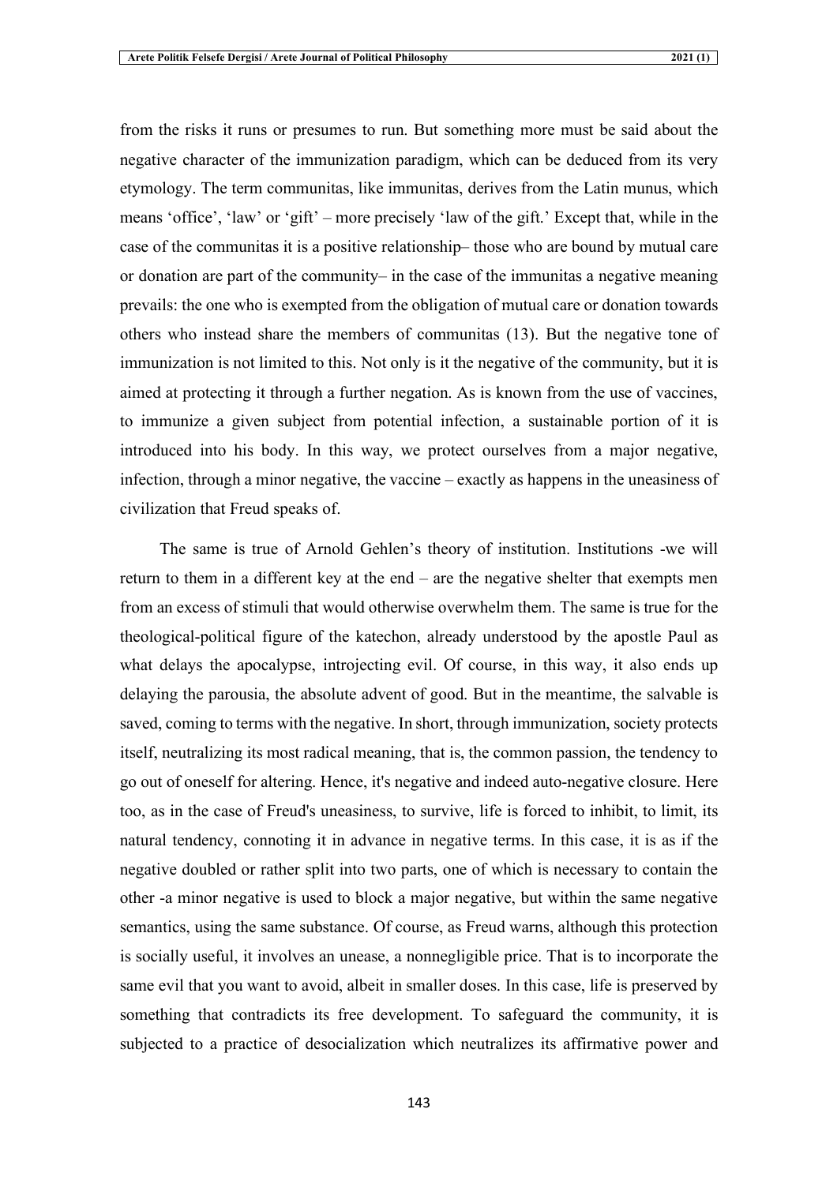from the risks it runs or presumes to run. But something more must be said about the negative character of the immunization paradigm, which can be deduced from its very etymology. The term communitas, like immunitas, derives from the Latin munus, which means 'office', 'law' or 'gift' – more precisely 'law of the gift.' Except that, while in the case of the communitas it is a positive relationship– those who are bound by mutual care or donation are part of the community– in the case of the immunitas a negative meaning prevails: the one who is exempted from the obligation of mutual care or donation towards others who instead share the members of communitas (13). But the negative tone of immunization is not limited to this. Not only is it the negative of the community, but it is aimed at protecting it through a further negation. As is known from the use of vaccines, to immunize a given subject from potential infection, a sustainable portion of it is introduced into his body. In this way, we protect ourselves from a major negative, infection, through a minor negative, the vaccine – exactly as happens in the uneasiness of civilization that Freud speaks of.

The same is true of Arnold Gehlen's theory of institution. Institutions -we will return to them in a different key at the end – are the negative shelter that exempts men from an excess of stimuli that would otherwise overwhelm them. The same is true for the theological-political figure of the katechon, already understood by the apostle Paul as what delays the apocalypse, introjecting evil. Of course, in this way, it also ends up delaying the parousia, the absolute advent of good. But in the meantime, the salvable is saved, coming to terms with the negative. In short, through immunization, society protects itself, neutralizing its most radical meaning, that is, the common passion, the tendency to go out of oneself for altering. Hence, it's negative and indeed auto-negative closure. Here too, as in the case of Freud's uneasiness, to survive, life is forced to inhibit, to limit, its natural tendency, connoting it in advance in negative terms. In this case, it is as if the negative doubled or rather split into two parts, one of which is necessary to contain the other -a minor negative is used to block a major negative, but within the same negative semantics, using the same substance. Of course, as Freud warns, although this protection is socially useful, it involves an unease, a nonnegligible price. That is to incorporate the same evil that you want to avoid, albeit in smaller doses. In this case, life is preserved by something that contradicts its free development. To safeguard the community, it is subjected to a practice of desocialization which neutralizes its affirmative power and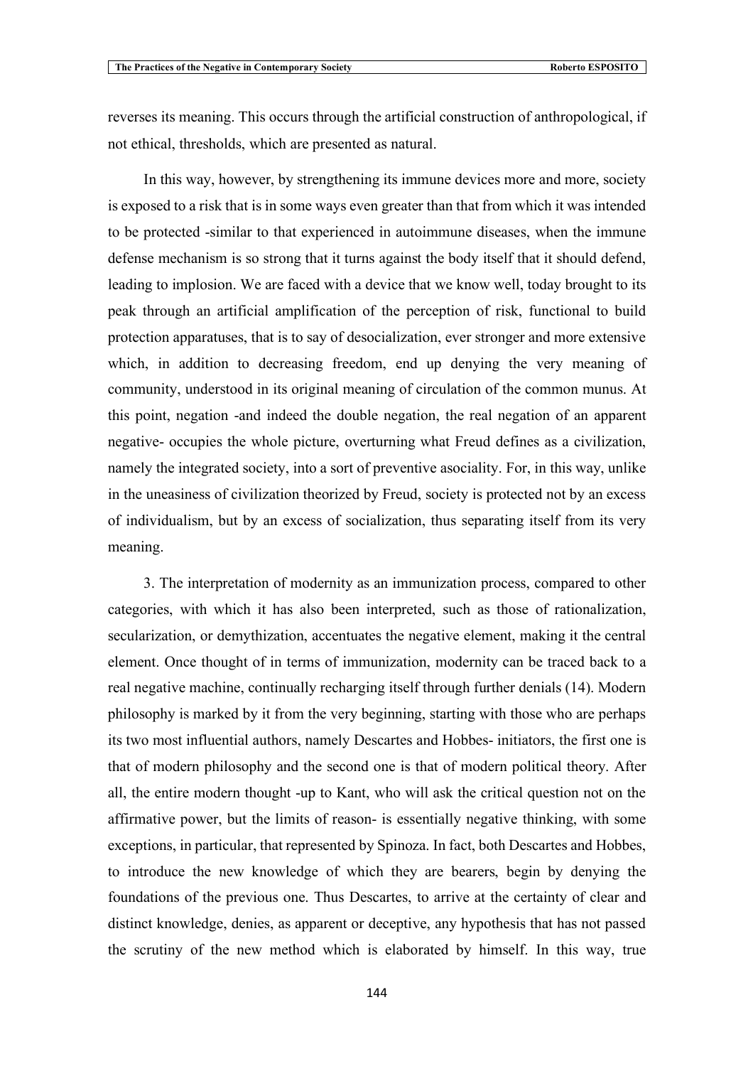reverses its meaning. This occurs through the artificial construction of anthropological, if not ethical, thresholds, which are presented as natural.

In this way, however, by strengthening its immune devices more and more, society is exposed to a risk that is in some ways even greater than that from which it was intended to be protected -similar to that experienced in autoimmune diseases, when the immune defense mechanism is so strong that it turns against the body itself that it should defend, leading to implosion. We are faced with a device that we know well, today brought to its peak through an artificial amplification of the perception of risk, functional to build protection apparatuses, that is to say of desocialization, ever stronger and more extensive which, in addition to decreasing freedom, end up denying the very meaning of community, understood in its original meaning of circulation of the common munus. At this point, negation -and indeed the double negation, the real negation of an apparent negative- occupies the whole picture, overturning what Freud defines as a civilization, namely the integrated society, into a sort of preventive asociality. For, in this way, unlike in the uneasiness of civilization theorized by Freud, society is protected not by an excess of individualism, but by an excess of socialization, thus separating itself from its very meaning.

3. The interpretation of modernity as an immunization process, compared to other categories, with which it has also been interpreted, such as those of rationalization, secularization, or demythization, accentuates the negative element, making it the central element. Once thought of in terms of immunization, modernity can be traced back to a real negative machine, continually recharging itself through further denials (14). Modern philosophy is marked by it from the very beginning, starting with those who are perhaps its two most influential authors, namely Descartes and Hobbes- initiators, the first one is that of modern philosophy and the second one is that of modern political theory. After all, the entire modern thought -up to Kant, who will ask the critical question not on the affirmative power, but the limits of reason- is essentially negative thinking, with some exceptions, in particular, that represented by Spinoza. In fact, both Descartes and Hobbes, to introduce the new knowledge of which they are bearers, begin by denying the foundations of the previous one. Thus Descartes, to arrive at the certainty of clear and distinct knowledge, denies, as apparent or deceptive, any hypothesis that has not passed the scrutiny of the new method which is elaborated by himself. In this way, true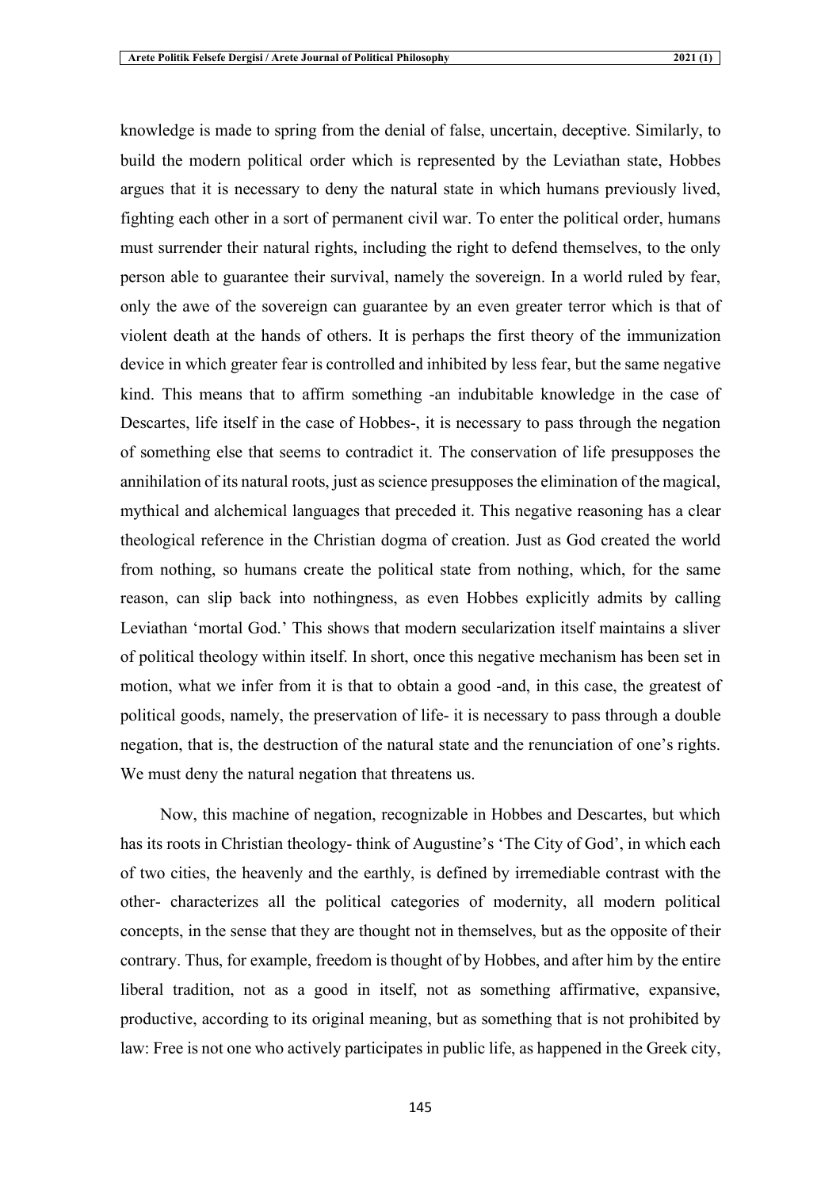knowledge is made to spring from the denial of false, uncertain, deceptive. Similarly, to build the modern political order which is represented by the Leviathan state, Hobbes argues that it is necessary to deny the natural state in which humans previously lived, fighting each other in a sort of permanent civil war. To enter the political order, humans must surrender their natural rights, including the right to defend themselves, to the only person able to guarantee their survival, namely the sovereign. In a world ruled by fear, only the awe of the sovereign can guarantee by an even greater terror which is that of violent death at the hands of others. It is perhaps the first theory of the immunization device in which greater fear is controlled and inhibited by less fear, but the same negative kind. This means that to affirm something -an indubitable knowledge in the case of Descartes, life itself in the case of Hobbes-, it is necessary to pass through the negation of something else that seems to contradict it. The conservation of life presupposes the annihilation of its natural roots, just as science presupposes the elimination of the magical, mythical and alchemical languages that preceded it. This negative reasoning has a clear theological reference in the Christian dogma of creation. Just as God created the world from nothing, so humans create the political state from nothing, which, for the same reason, can slip back into nothingness, as even Hobbes explicitly admits by calling Leviathan 'mortal God.' This shows that modern secularization itself maintains a sliver of political theology within itself. In short, once this negative mechanism has been set in motion, what we infer from it is that to obtain a good -and, in this case, the greatest of political goods, namely, the preservation of life- it is necessary to pass through a double negation, that is, the destruction of the natural state and the renunciation of one's rights. We must deny the natural negation that threatens us.

Now, this machine of negation, recognizable in Hobbes and Descartes, but which has its roots in Christian theology- think of Augustine's 'The City of God', in which each of two cities, the heavenly and the earthly, is defined by irremediable contrast with the other- characterizes all the political categories of modernity, all modern political concepts, in the sense that they are thought not in themselves, but as the opposite of their contrary. Thus, for example, freedom is thought of by Hobbes, and after him by the entire liberal tradition, not as a good in itself, not as something affirmative, expansive, productive, according to its original meaning, but as something that is not prohibited by law: Free is not one who actively participates in public life, as happened in the Greek city,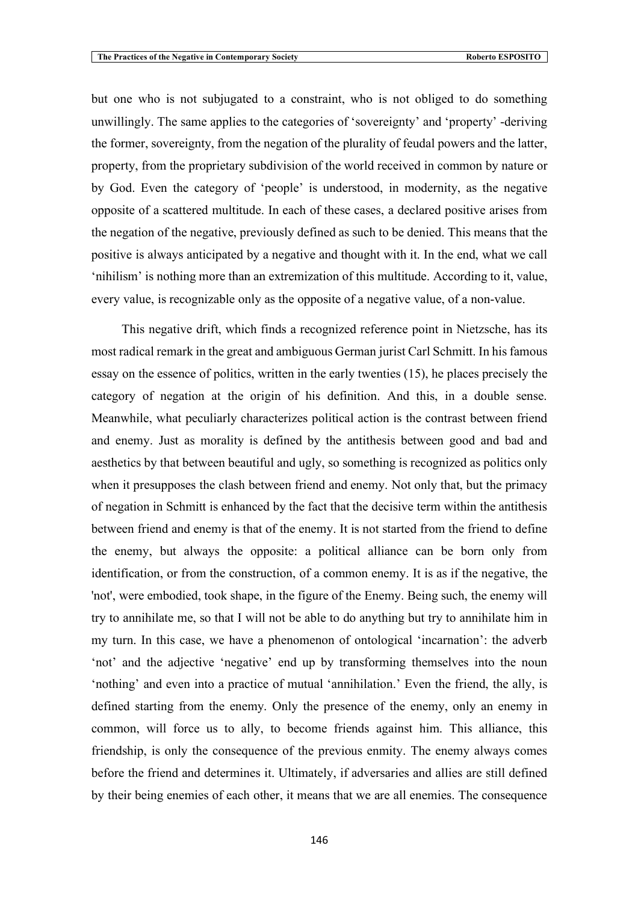but one who is not subjugated to a constraint, who is not obliged to do something unwillingly. The same applies to the categories of 'sovereignty' and 'property' -deriving the former, sovereignty, from the negation of the plurality of feudal powers and the latter, property, from the proprietary subdivision of the world received in common by nature or by God. Even the category of 'people' is understood, in modernity, as the negative opposite of a scattered multitude. In each of these cases, a declared positive arises from the negation of the negative, previously defined as such to be denied. This means that the positive is always anticipated by a negative and thought with it. In the end, what we call 'nihilism' is nothing more than an extremization of this multitude. According to it, value, every value, is recognizable only as the opposite of a negative value, of a non-value.

This negative drift, which finds a recognized reference point in Nietzsche, has its most radical remark in the great and ambiguous German jurist Carl Schmitt. In his famous essay on the essence of politics, written in the early twenties (15), he places precisely the category of negation at the origin of his definition. And this, in a double sense. Meanwhile, what peculiarly characterizes political action is the contrast between friend and enemy. Just as morality is defined by the antithesis between good and bad and aesthetics by that between beautiful and ugly, so something is recognized as politics only when it presupposes the clash between friend and enemy. Not only that, but the primacy of negation in Schmitt is enhanced by the fact that the decisive term within the antithesis between friend and enemy is that of the enemy. It is not started from the friend to define the enemy, but always the opposite: a political alliance can be born only from identification, or from the construction, of a common enemy. It is as if the negative, the 'not', were embodied, took shape, in the figure of the Enemy. Being such, the enemy will try to annihilate me, so that I will not be able to do anything but try to annihilate him in my turn. In this case, we have a phenomenon of ontological 'incarnation': the adverb 'not' and the adjective 'negative' end up by transforming themselves into the noun 'nothing' and even into a practice of mutual 'annihilation.' Even the friend, the ally, is defined starting from the enemy. Only the presence of the enemy, only an enemy in common, will force us to ally, to become friends against him. This alliance, this friendship, is only the consequence of the previous enmity. The enemy always comes before the friend and determines it. Ultimately, if adversaries and allies are still defined by their being enemies of each other, it means that we are all enemies. The consequence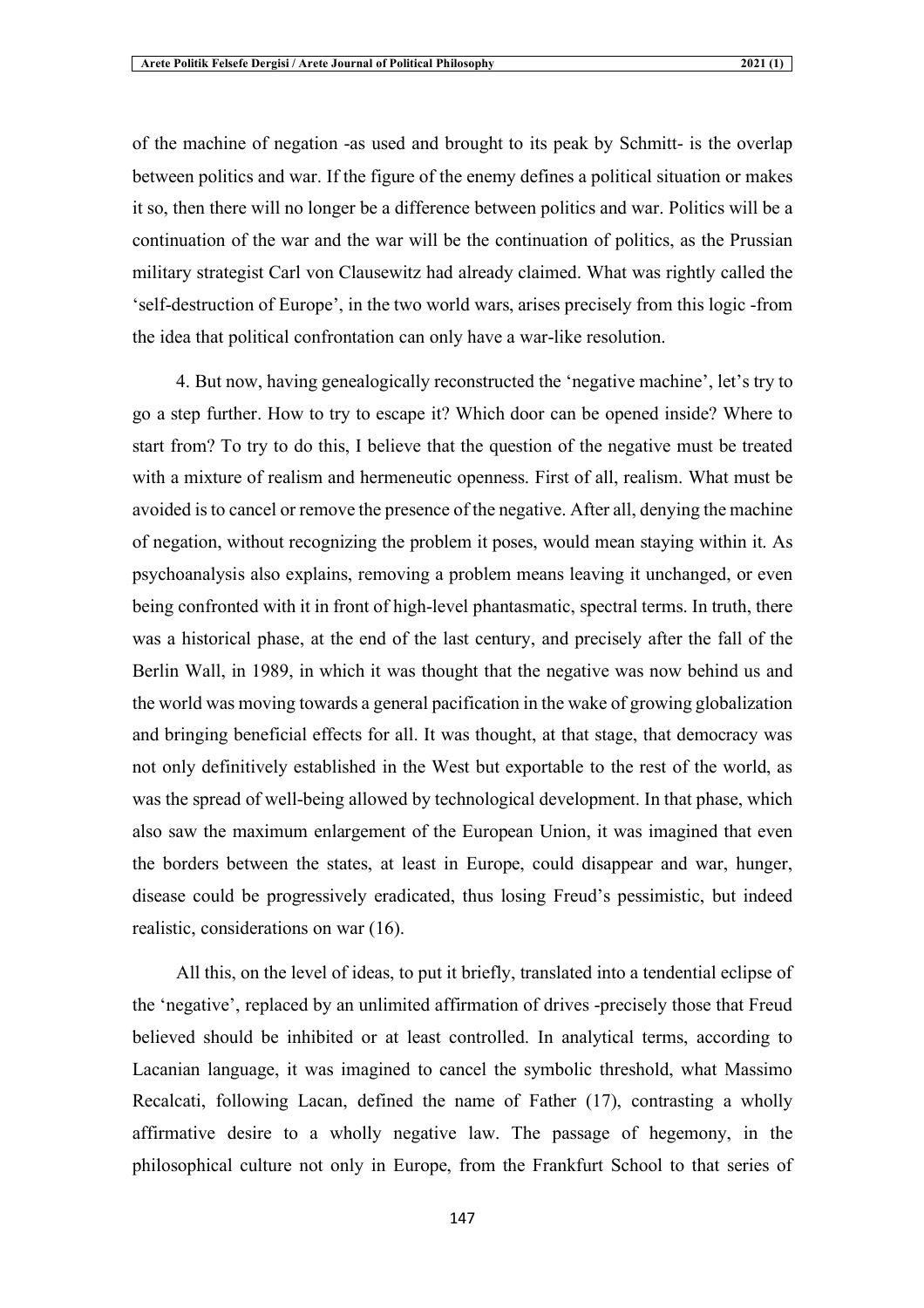of the machine of negation -as used and brought to its peak by Schmitt- is the overlap between politics and war. If the figure of the enemy defines a political situation or makes it so, then there will no longer be a difference between politics and war. Politics will be a continuation of the war and the war will be the continuation of politics, as the Prussian military strategist Carl von Clausewitz had already claimed. What was rightly called the 'self-destruction of Europe', in the two world wars, arises precisely from this logic -from the idea that political confrontation can only have a war-like resolution.

4. But now, having genealogically reconstructed the 'negative machine', let's try to go a step further. How to try to escape it? Which door can be opened inside? Where to start from? To try to do this, I believe that the question of the negative must be treated with a mixture of realism and hermeneutic openness. First of all, realism. What must be avoided is to cancel or remove the presence of the negative. After all, denying the machine of negation, without recognizing the problem it poses, would mean staying within it. As psychoanalysis also explains, removing a problem means leaving it unchanged, or even being confronted with it in front of high-level phantasmatic, spectral terms. In truth, there was a historical phase, at the end of the last century, and precisely after the fall of the Berlin Wall, in 1989, in which it was thought that the negative was now behind us and the world was moving towards a general pacification in the wake of growing globalization and bringing beneficial effects for all. It was thought, at that stage, that democracy was not only definitively established in the West but exportable to the rest of the world, as was the spread of well-being allowed by technological development. In that phase, which also saw the maximum enlargement of the European Union, it was imagined that even the borders between the states, at least in Europe, could disappear and war, hunger, disease could be progressively eradicated, thus losing Freud's pessimistic, but indeed realistic, considerations on war (16).

All this, on the level of ideas, to put it briefly, translated into a tendential eclipse of the 'negative', replaced by an unlimited affirmation of drives -precisely those that Freud believed should be inhibited or at least controlled. In analytical terms, according to Lacanian language, it was imagined to cancel the symbolic threshold, what Massimo Recalcati, following Lacan, defined the name of Father (17), contrasting a wholly affirmative desire to a wholly negative law. The passage of hegemony, in the philosophical culture not only in Europe, from the Frankfurt School to that series of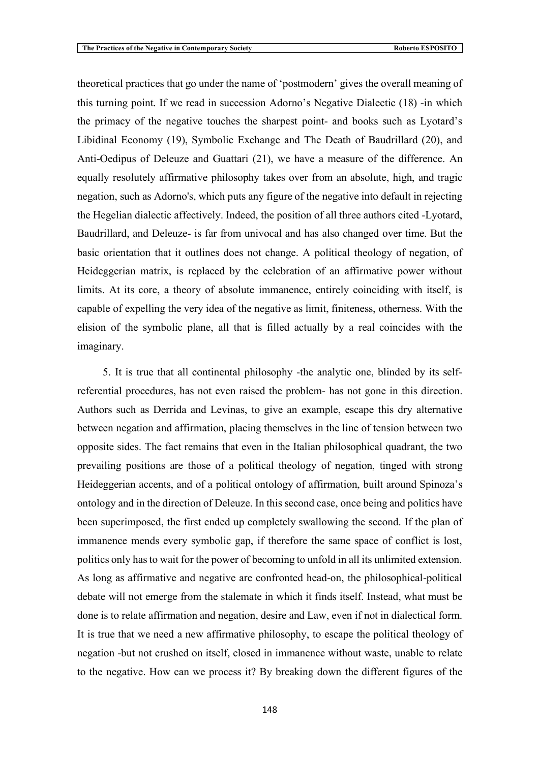theoretical practices that go under the name of 'postmodern' gives the overall meaning of this turning point. If we read in succession Adorno's Negative Dialectic (18) -in which the primacy of the negative touches the sharpest point- and books such as Lyotard's Libidinal Economy (19), Symbolic Exchange and The Death of Baudrillard (20), and Anti-Oedipus of Deleuze and Guattari (21), we have a measure of the difference. An equally resolutely affirmative philosophy takes over from an absolute, high, and tragic negation, such as Adorno's, which puts any figure of the negative into default in rejecting the Hegelian dialectic affectively. Indeed, the position of all three authors cited -Lyotard, Baudrillard, and Deleuze- is far from univocal and has also changed over time. But the basic orientation that it outlines does not change. A political theology of negation, of Heideggerian matrix, is replaced by the celebration of an affirmative power without limits. At its core, a theory of absolute immanence, entirely coinciding with itself, is capable of expelling the very idea of the negative as limit, finiteness, otherness. With the elision of the symbolic plane, all that is filled actually by a real coincides with the imaginary.

5. It is true that all continental philosophy -the analytic one, blinded by its self-referential procedures, has not even raised the problem- has not gone in this direction. Authors such as Derrida and Levinas, to give an example, escape this dry alternative between negation and affirmation, placing themselves in the line of tension between two opposite sides. The fact remains that even in the Italian philosophical quadrant, the two prevailing positions are those of a political theology of negation, tinged with strong Heideggerian accents, and of a political ontology of affirmation, built around Spinoza's ontology and in the direction of Deleuze. In this second case, once being and politics have been superimposed, the first ended up completely swallowing the second. If the plan of immanence mends every symbolic gap, if therefore the same space of conflict is lost, politics only has to wait for the power of becoming to unfold in all its unlimited extension. As long as affirmative and negative are confronted head-on, the philosophical-political debate will not emerge from the stalemate in which it finds itself. Instead, what must be done is to relate affirmation and negation, desire and Law, even if not in dialectical form. It is true that we need a new affirmative philosophy, to escape the political theology of negation -but not crushed on itself, closed in immanence without waste, unable to relate to the negative. How can we process it? By breaking down the different figures of the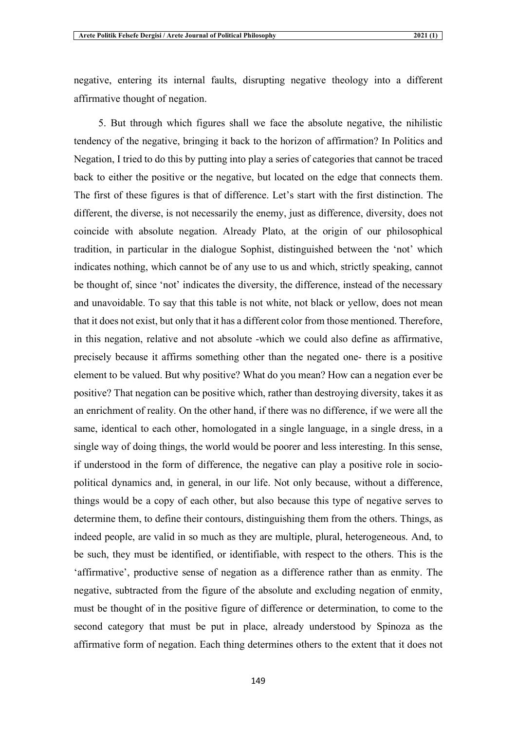negative, entering its internal faults, disrupting negative theology into a different affirmative thought of negation.

5. But through which figures shall we face the absolute negative, the nihilistic tendency of the negative, bringing it back to the horizon of affirmation? In Politics and Negation, I tried to do this by putting into play a series of categories that cannot be traced back to either the positive or the negative, but located on the edge that connects them. The first of these figures is that of difference. Let's start with the first distinction. The different, the diverse, is not necessarily the enemy, just as difference, diversity, does not coincide with absolute negation. Already Plato, at the origin of our philosophical tradition, in particular in the dialogue Sophist, distinguished between the 'not' which indicates nothing, which cannot be of any use to us and which, strictly speaking, cannot be thought of, since 'not' indicates the diversity, the difference, instead of the necessary and unavoidable. To say that this table is not white, not black or yellow, does not mean that it does not exist, but only that it has a different color from those mentioned. Therefore, in this negation, relative and not absolute -which we could also define as affirmative, precisely because it affirms something other than the negated one- there is a positive element to be valued. But why positive? What do you mean? How can a negation ever be positive? That negation can be positive which, rather than destroying diversity, takes it as an enrichment of reality. On the other hand, if there was no difference, if we were all the same, identical to each other, homologated in a single language, in a single dress, in a single way of doing things, the world would be poorer and less interesting. In this sense, if understood in the form of difference, the negative can play a positive role in socio-political dynamics and, in general, in our life. Not only because, without a difference, things would be a copy of each other, but also because this type of negative serves to determine them, to define their contours, distinguishing them from the others. Things, as indeed people, are valid in so much as they are multiple, plural, heterogeneous. And, to be such, they must be identified, or identifiable, with respect to the others. This is the 'affirmative', productive sense of negation as a difference rather than as enmity. The negative, subtracted from the figure of the absolute and excluding negation of enmity, must be thought of in the positive figure of difference or determination, to come to the second category that must be put in place, already understood by Spinoza as the affirmative form of negation. Each thing determines others to the extent that it does not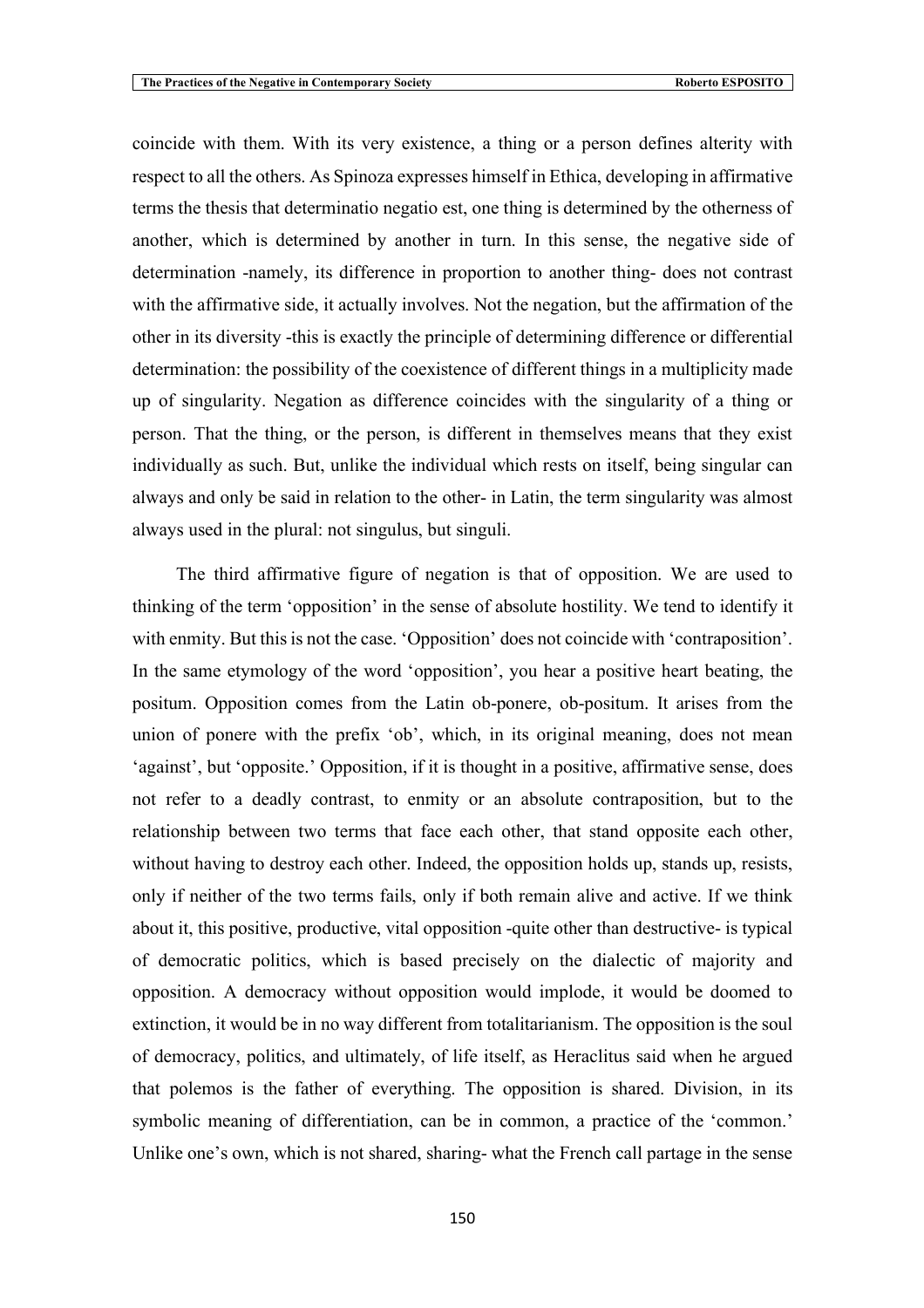coincide with them. With its very existence, a thing or a person defines alterity with respect to all the others. As Spinoza expresses himself in Ethica, developing in affirmative terms the thesis that determinatio negatio est, one thing is determined by the otherness of another, which is determined by another in turn. In this sense, the negative side of determination -namely, its difference in proportion to another thing- does not contrast with the affirmative side, it actually involves. Not the negation, but the affirmation of the other in its diversity -this is exactly the principle of determining difference or differential determination: the possibility of the coexistence of different things in a multiplicity made up of singularity. Negation as difference coincides with the singularity of a thing or person. That the thing, or the person, is different in themselves means that they exist individually as such. But, unlike the individual which rests on itself, being singular can always and only be said in relation to the other- in Latin, the term singularity was almost always used in the plural: not singulus, but singuli.

The third affirmative figure of negation is that of opposition. We are used to thinking of the term 'opposition' in the sense of absolute hostility. We tend to identify it with enmity. But this is not the case. 'Opposition' does not coincide with 'contraposition'. In the same etymology of the word 'opposition', you hear a positive heart beating, the positum. Opposition comes from the Latin ob-ponere, ob-positum. It arises from the union of ponere with the prefix 'ob', which, in its original meaning, does not mean 'against', but 'opposite.' Opposition, if it is thought in a positive, affirmative sense, does not refer to a deadly contrast, to enmity or an absolute contraposition, but to the relationship between two terms that face each other, that stand opposite each other, without having to destroy each other. Indeed, the opposition holds up, stands up, resists, only if neither of the two terms fails, only if both remain alive and active. If we think about it, this positive, productive, vital opposition -quite other than destructive- is typical of democratic politics, which is based precisely on the dialectic of majority and opposition. A democracy without opposition would implode, it would be doomed to extinction, it would be in no way different from totalitarianism. The opposition is the soul of democracy, politics, and ultimately, of life itself, as Heraclitus said when he argued that polemos is the father of everything. The opposition is shared. Division, in its symbolic meaning of differentiation, can be in common, a practice of the 'common.' Unlike one's own, which is not shared, sharing- what the French call partage in the sense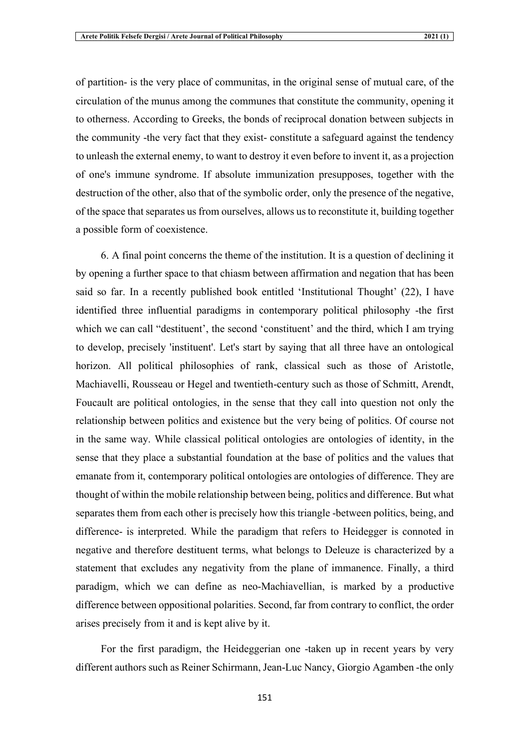of partition- is the very place of communitas, in the original sense of mutual care, of the circulation of the munus among the communes that constitute the community, opening it to otherness. According to Greeks, the bonds of reciprocal donation between subjects in the community -the very fact that they exist- constitute a safeguard against the tendency to unleash the external enemy, to want to destroy it even before to invent it, as a projection of one's immune syndrome. If absolute immunization presupposes, together with the destruction of the other, also that of the symbolic order, only the presence of the negative, of the space that separates us from ourselves, allows us to reconstitute it, building together a possible form of coexistence.

6. A final point concerns the theme of the institution. It is a question of declining it by opening a further space to that chiasm between affirmation and negation that has been said so far. In a recently published book entitled 'Institutional Thought' (22), I have identified three influential paradigms in contemporary political philosophy -the first which we can call "destituent', the second 'constituent' and the third, which I am trying to develop, precisely 'instituent'. Let's start by saying that all three have an ontological horizon. All political philosophies of rank, classical such as those of Aristotle, Machiavelli, Rousseau or Hegel and twentieth-century such as those of Schmitt, Arendt, Foucault are political ontologies, in the sense that they call into question not only the relationship between politics and existence but the very being of politics. Of course not in the same way. While classical political ontologies are ontologies of identity, in the sense that they place a substantial foundation at the base of politics and the values that emanate from it, contemporary political ontologies are ontologies of difference. They are thought of within the mobile relationship between being, politics and difference. But what separates them from each other is precisely how this triangle -between politics, being, and difference- is interpreted. While the paradigm that refers to Heidegger is connoted in negative and therefore destituent terms, what belongs to Deleuze is characterized by a statement that excludes any negativity from the plane of immanence. Finally, a third paradigm, which we can define as neo-Machiavellian, is marked by a productive difference between oppositional polarities. Second, far from contrary to conflict, the order arises precisely from it and is kept alive by it.

For the first paradigm, the Heideggerian one -taken up in recent years by very different authors such as Reiner Schirmann, Jean-Luc Nancy, Giorgio Agamben -the only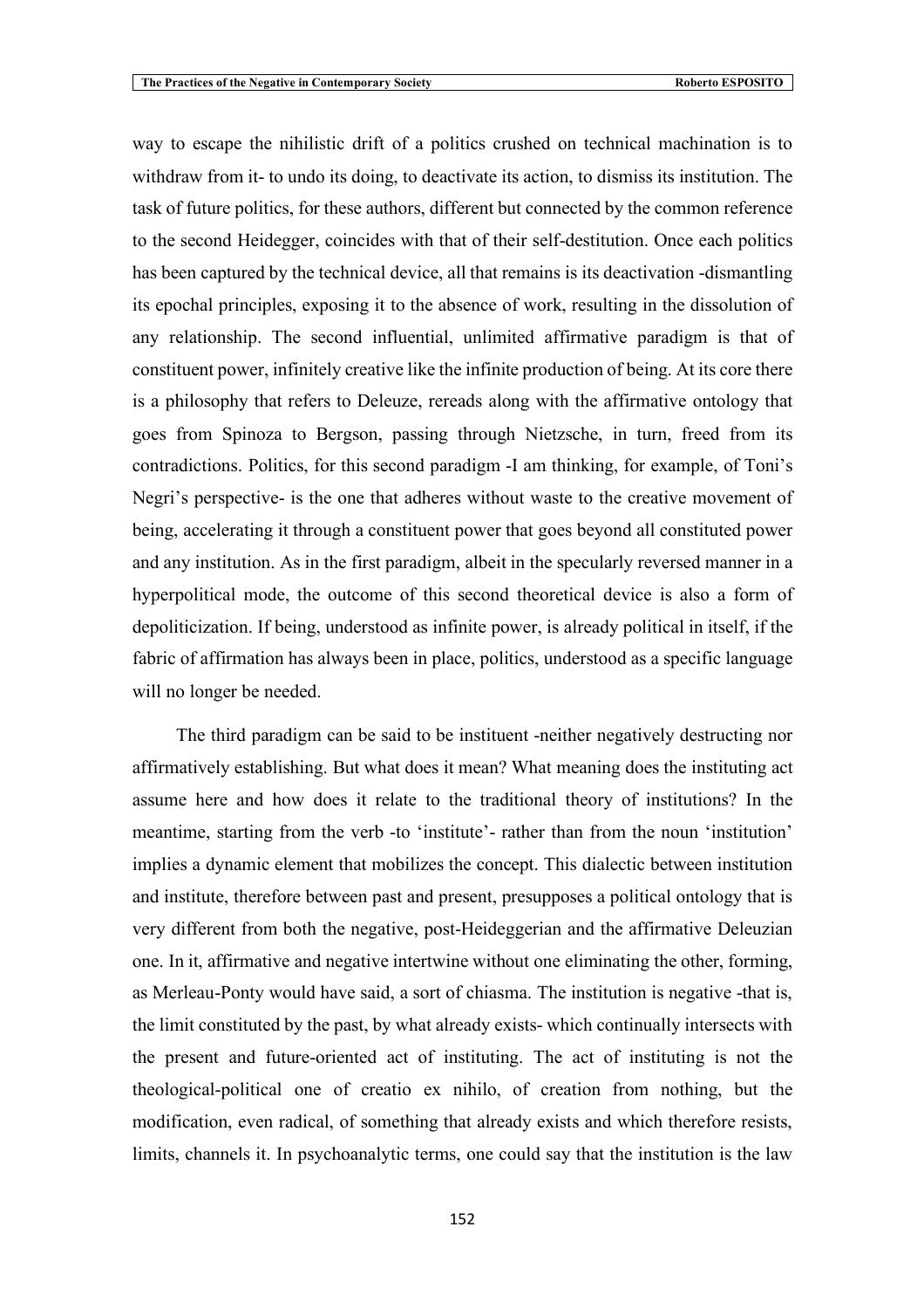way to escape the nihilistic drift of a politics crushed on technical machination is to withdraw from it- to undo its doing, to deactivate its action, to dismiss its institution. The task of future politics, for these authors, different but connected by the common reference to the second Heidegger, coincides with that of their self-destitution. Once each politics has been captured by the technical device, all that remains is its deactivation -dismantling its epochal principles, exposing it to the absence of work, resulting in the dissolution of any relationship. The second influential, unlimited affirmative paradigm is that of constituent power, infinitely creative like the infinite production of being. At its core there is a philosophy that refers to Deleuze, rereads along with the affirmative ontology that goes from Spinoza to Bergson, passing through Nietzsche, in turn, freed from its contradictions. Politics, for this second paradigm -I am thinking, for example, of Toni's Negri's perspective- is the one that adheres without waste to the creative movement of being, accelerating it through a constituent power that goes beyond all constituted power and any institution. As in the first paradigm, albeit in the specularly reversed manner in a hyperpolitical mode, the outcome of this second theoretical device is also a form of depoliticization. If being, understood as infinite power, is already political in itself, if the fabric of affirmation has always been in place, politics, understood as a specific language will no longer be needed.

The third paradigm can be said to be instituent -neither negatively destructing nor affirmatively establishing. But what does it mean? What meaning does the instituting act assume here and how does it relate to the traditional theory of institutions? In the meantime, starting from the verb -to 'institute'- rather than from the noun 'institution' implies a dynamic element that mobilizes the concept. This dialectic between institution and institute, therefore between past and present, presupposes a political ontology that is very different from both the negative, post-Heideggerian and the affirmative Deleuzian one. In it, affirmative and negative intertwine without one eliminating the other, forming, as Merleau-Ponty would have said, a sort of chiasma. The institution is negative -that is, the limit constituted by the past, by what already exists- which continually intersects with the present and future-oriented act of instituting. The act of instituting is not the theological-political one of creatio ex nihilo, of creation from nothing, but the modification, even radical, of something that already exists and which therefore resists, limits, channels it. In psychoanalytic terms, one could say that the institution is the law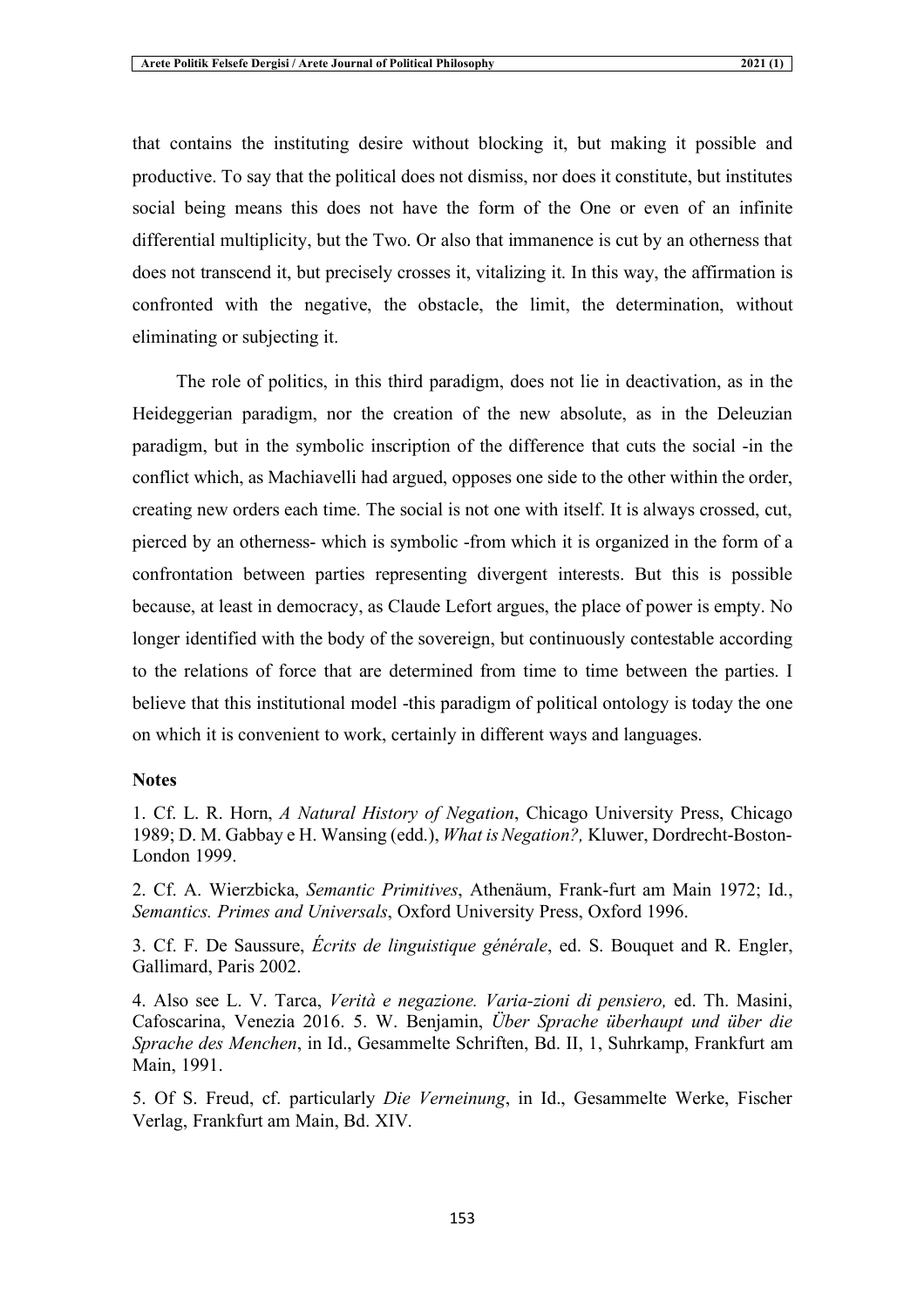that contains the instituting desire without blocking it, but making it possible and productive. To say that the political does not dismiss, nor does it constitute, but institutes social being means this does not have the form of the One or even of an infinite differential multiplicity, but the Two. Or also that immanence is cut by an otherness that does not transcend it, but precisely crosses it, vitalizing it. In this way, the affirmation is confronted with the negative, the obstacle, the limit, the determination, without eliminating or subjecting it.

The role of politics, in this third paradigm, does not lie in deactivation, as in the Heideggerian paradigm, nor the creation of the new absolute, as in the Deleuzian paradigm, but in the symbolic inscription of the difference that cuts the social -in the conflict which, as Machiavelli had argued, opposes one side to the other within the order, creating new orders each time. The social is not one with itself. It is always crossed, cut, pierced by an otherness- which is symbolic -from which it is organized in the form of a confrontation between parties representing divergent interests. But this is possible because, at least in democracy, as Claude Lefort argues, the place of power is empty. No longer identified with the body of the sovereign, but continuously contestable according to the relations of force that are determined from time to time between the parties. I believe that this institutional model -this paradigm of political ontology is today the one on which it is convenient to work, certainly in different ways and languages.

**Notes**

1. Cf. L. R. Horn, *A Natural History of Negation*, Chicago University Press, Chicago 1989; D. M. Gabbay e H. Wansing (edd.), *What is Negation?,* Kluwer, Dordrecht-Boston-London 1999.

2. Cf. A. Wierzbicka, *Semantic Primitives*, Athenäum, Frank-furt am Main 1972; Id., *Semantics. Primes and Universals*, Oxford University Press, Oxford 1996.

3. Cf. F. De Saussure, *Écrits de linguistique générale*, ed. S. Bouquet and R. Engler, Gallimard, Paris 2002.

4. Also see L. V. Tarca, *Verità e negazione. Varia-zioni di pensiero,* ed. Th. Masini, Cafoscarina, Venezia 2016. 5. W. Benjamin, *Über Sprache überhaupt und über die Sprache des Menchen*, in Id., Gesammelte Schriften, Bd. II, 1, Suhrkamp, Frankfurt am Main, 1991.

5. Of S. Freud, cf. particularly *Die Verneinung*, in Id., Gesammelte Werke, Fischer Verlag, Frankfurt am Main, Bd. XIV.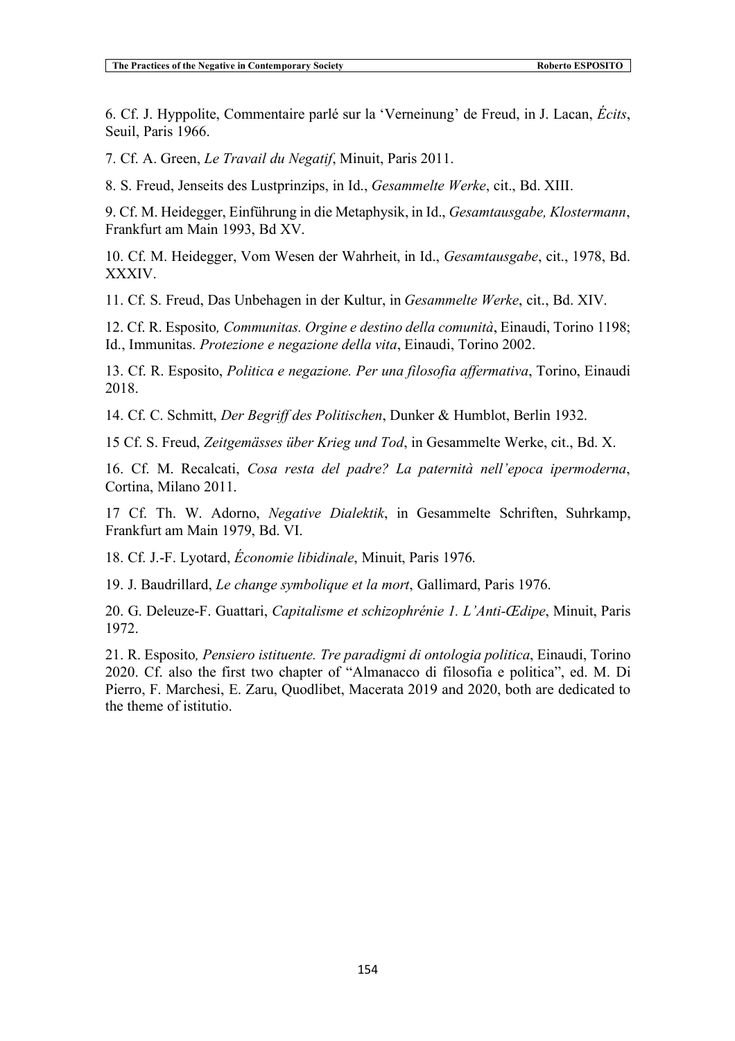6. Cf. J. Hyppolite, Commentaire parlé sur la 'Verneinung' de Freud, in J. Lacan, *Écits*, Seuil, Paris 1966.

7. Cf. A. Green, *Le Travail du Negatif*, Minuit, Paris 2011.

8. S. Freud, Jenseits des Lustprinzips, in Id., *Gesammelte Werke*, cit., Bd. XIII.

9. Cf. M. Heidegger, Einführung in die Metaphysik, in Id., *Gesamtausgabe, Klostermann*, Frankfurt am Main 1993, Bd XV.

10. Cf. M. Heidegger, Vom Wesen der Wahrheit, in Id., *Gesamtausgabe*, cit., 1978, Bd. XXXIV.

11. Cf. S. Freud, Das Unbehagen in der Kultur, in *Gesammelte Werke*, cit., Bd. XIV.

12. Cf. R. Esposito*, Communitas. Orgine e destino della comunità*, Einaudi, Torino 1198; Id., Immunitas. *Protezione e negazione della vita*, Einaudi, Torino 2002.

13. Cf. R. Esposito, *Politica e negazione. Per una filosofia affermativa*, Torino, Einaudi 2018.

14. Cf. C. Schmitt, *Der Begriff des Politischen*, Dunker & Humblot, Berlin 1932.

15 Cf. S. Freud, *Zeitgemässes über Krieg und Tod*, in Gesammelte Werke, cit., Bd. X.

16. Cf. M. Recalcati, *Cosa resta del padre? La paternità nell'epoca ipermoderna*, Cortina, Milano 2011.

17 Cf. Th. W. Adorno, *Negative Dialektik*, in Gesammelte Schriften, Suhrkamp, Frankfurt am Main 1979, Bd. VI.

18. Cf. J.-F. Lyotard, *Économie libidinale*, Minuit, Paris 1976.

19. J. Baudrillard, *Le change symbolique et la mort*, Gallimard, Paris 1976.

20. G. Deleuze-F. Guattari, *Capitalisme et schizophrénie 1. L'Anti-Œdipe*, Minuit, Paris 1972.

21. R. Esposito*, Pensiero istituente. Tre paradigmi di ontologia politica*, Einaudi, Torino 2020. Cf. also the first two chapter of "Almanacco di filosofia e politica", ed. M. Di Pierro, F. Marchesi, E. Zaru, Quodlibet, Macerata 2019 and 2020, both are dedicated to the theme of istitutio.